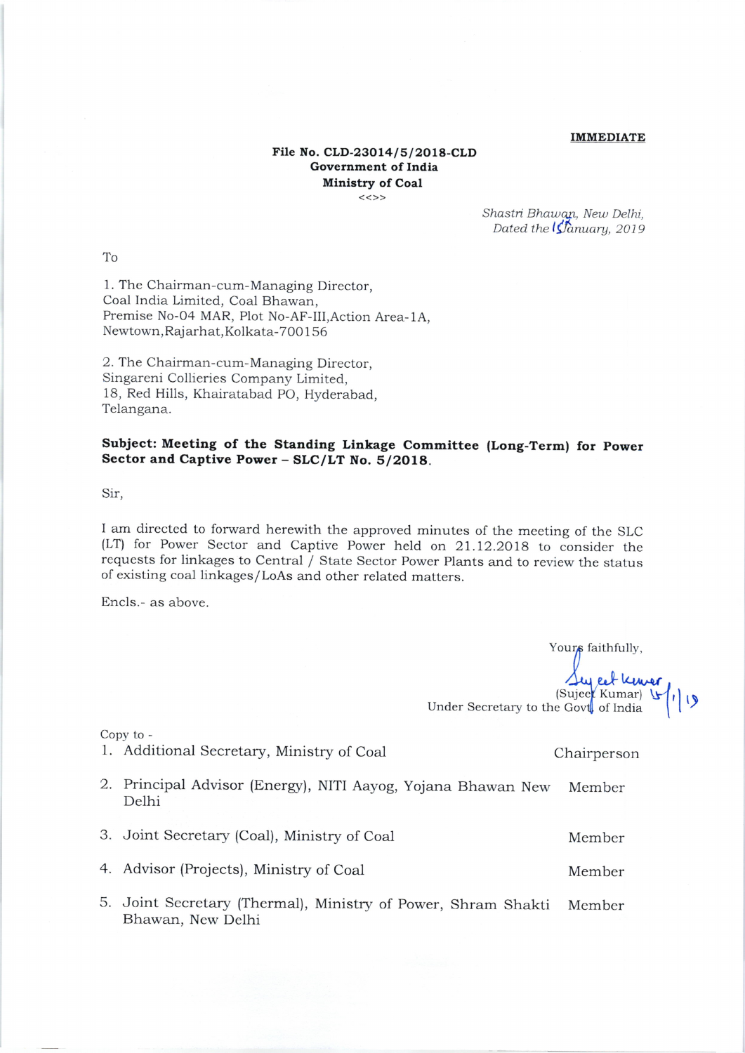**IMMEDIATE**

**File No. CLD-23014/5/2018-CLD**
**Government of India**
**Ministry of Coal**
<<>>

*Shastri Bhawan, New Delhi,*
*Dated the 15 January, 2019*

To

1. The Chairman-cum-Managing Director,
Coal India Limited, Coal Bhawan,
Premise No-04 MAR, Plot No-AF-III,Action Area-1A,
Newtown,Rajarhat,Kolkata-700156

2. The Chairman-cum-Managing Director,
Singareni Collieries Company Limited,
18, Red Hills, Khairatabad PO, Hyderabad,
Telangana.

**Subject: Meeting of the Standing Linkage Committee (Long-Term) for Power Sector and Captive Power – SLC/LT No. 5/2018.**

Sir,

I am directed to forward herewith the approved minutes of the meeting of the SLC (LT) for Power Sector and Captive Power held on 21.12.2018 to consider the requests for linkages to Central / State Sector Power Plants and to review the status of existing coal linkages/LoAs and other related matters.

Encls.- as above.

Yours faithfully,

(Sujeet Kumar) 15/1/19
Under Secretary to the Govt. of India

Copy to -

| | |
|---|---|
| 1. Additional Secretary, Ministry of Coal | Chairperson |
| 2. Principal Advisor (Energy), NITI Aayog, Yojana Bhawan New Delhi | Member |
| 3. Joint Secretary (Coal), Ministry of Coal | Member |
| 4. Advisor (Projects), Ministry of Coal | Member |
| 5. Joint Secretary (Thermal), Ministry of Power, Shram Shakti Bhawan, New Delhi | Member |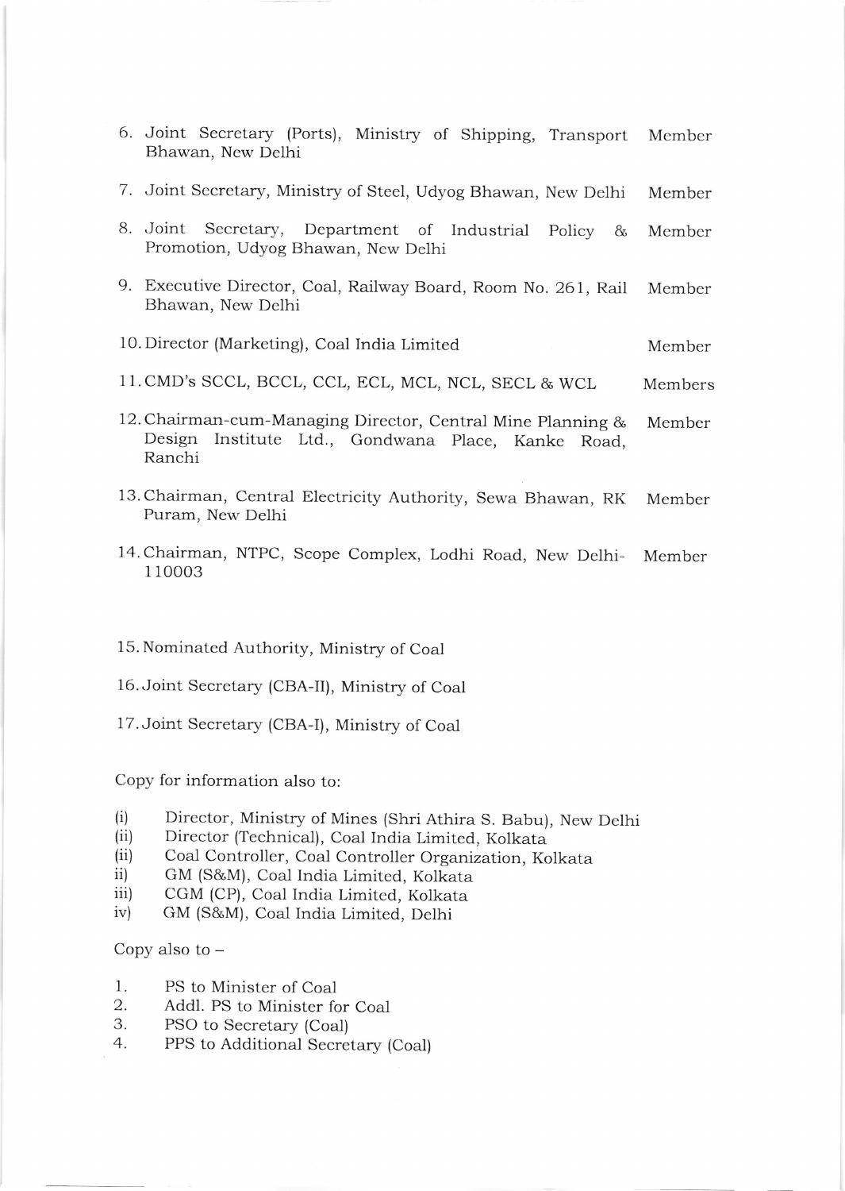| | |
|---|---|
| 6. Joint Secretary (Ports), Ministry of Shipping, Transport Bhawan, New Delhi | Member |
| 7. Joint Secretary, Ministry of Steel, Udyog Bhawan, New Delhi | Member |
| 8. Joint Secretary, Department of Industrial Policy & Promotion, Udyog Bhawan, New Delhi | Member |
| 9. Executive Director, Coal, Railway Board, Room No. 261, Rail Bhawan, New Delhi | Member |
| 10. Director (Marketing), Coal India Limited | Member |
| 11. CMD's SCCL, BCCL, CCL, ECL, MCL, NCL, SECL & WCL | Members |
| 12. Chairman-cum-Managing Director, Central Mine Planning & Design Institute Ltd., Gondwana Place, Kanke Road, Ranchi | Member |
| 13. Chairman, Central Electricity Authority, Sewa Bhawan, RK Puram, New Delhi | Member |
| 14. Chairman, NTPC, Scope Complex, Lodhi Road, New Delhi-110003 | Member |

15. Nominated Authority, Ministry of Coal

16. Joint Secretary (CBA-II), Ministry of Coal

17. Joint Secretary (CBA-I), Ministry of Coal

Copy for information also to:

(i) Director, Ministry of Mines (Shri Athira S. Babu), New Delhi
(ii) Director (Technical), Coal India Limited, Kolkata
(ii) Coal Controller, Coal Controller Organization, Kolkata
ii) GM (S&M), Coal India Limited, Kolkata
iii) CGM (CP), Coal India Limited, Kolkata
iv) GM (S&M), Coal India Limited, Delhi

Copy also to –

1. PS to Minister of Coal
2. Addl. PS to Minister for Coal
3. PSO to Secretary (Coal)
4. PPS to Additional Secretary (Coal)